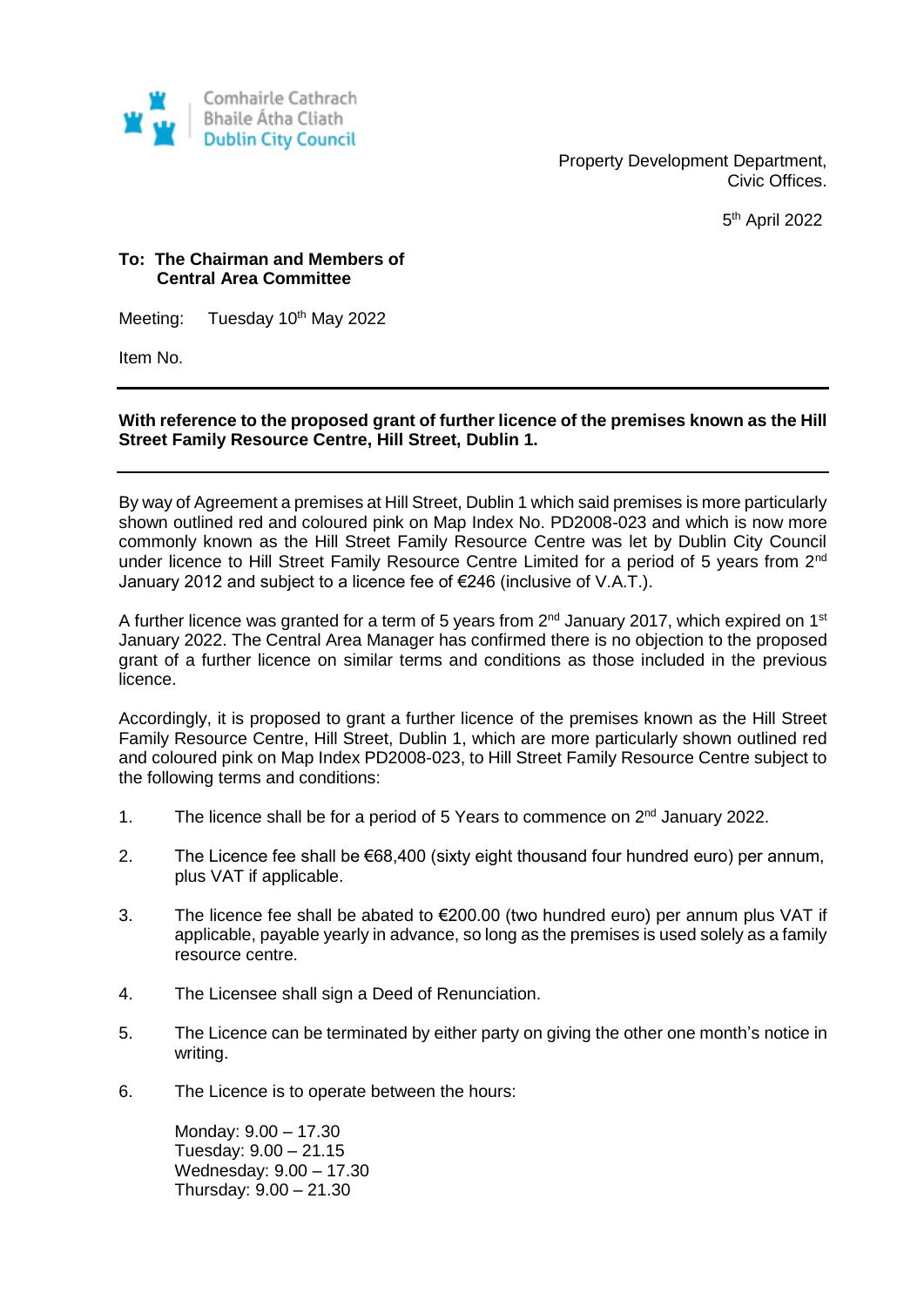Comhairle Cathrach
Bhaile Átha Cliath
Dublin City Council

Property Development Department,
Civic Offices.

5th April 2022

**To: The Chairman and Members of**
**Central Area Committee**

Meeting: Tuesday 10th May 2022

Item No.

---

**With reference to the proposed grant of further licence of the premises known as the Hill Street Family Resource Centre, Hill Street, Dublin 1.**

---

By way of Agreement a premises at Hill Street, Dublin 1 which said premises is more particularly shown outlined red and coloured pink on Map Index No. PD2008-023 and which is now more commonly known as the Hill Street Family Resource Centre was let by Dublin City Council under licence to Hill Street Family Resource Centre Limited for a period of 5 years from 2nd January 2012 and subject to a licence fee of €246 (inclusive of V.A.T.).

A further licence was granted for a term of 5 years from 2nd January 2017, which expired on 1st January 2022. The Central Area Manager has confirmed there is no objection to the proposed grant of a further licence on similar terms and conditions as those included in the previous licence.

Accordingly, it is proposed to grant a further licence of the premises known as the Hill Street Family Resource Centre, Hill Street, Dublin 1, which are more particularly shown outlined red and coloured pink on Map Index PD2008-023, to Hill Street Family Resource Centre subject to the following terms and conditions:

1. The licence shall be for a period of 5 Years to commence on 2nd January 2022.

2. The Licence fee shall be €68,400 (sixty eight thousand four hundred euro) per annum, plus VAT if applicable.

3. The licence fee shall be abated to €200.00 (two hundred euro) per annum plus VAT if applicable, payable yearly in advance, so long as the premises is used solely as a family resource centre.

4. The Licensee shall sign a Deed of Renunciation.

5. The Licence can be terminated by either party on giving the other one month's notice in writing.

6. The Licence is to operate between the hours:

   Monday: 9.00 – 17.30
   Tuesday: 9.00 – 21.15
   Wednesday: 9.00 – 17.30
   Thursday: 9.00 – 21.30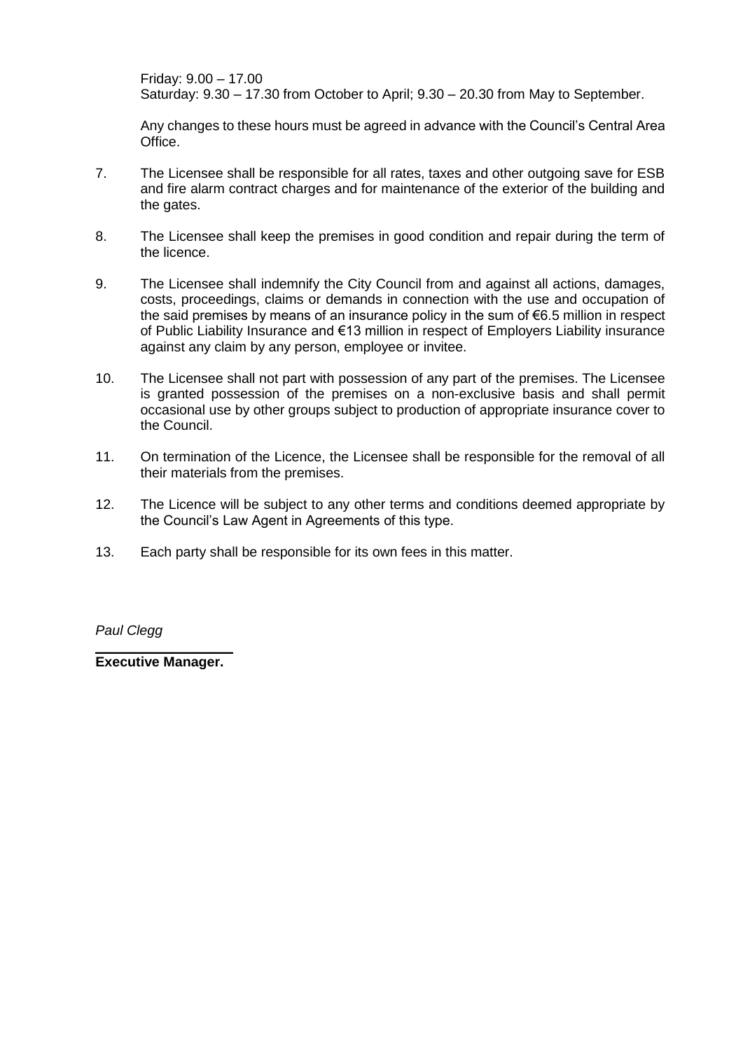Friday: 9.00 – 17.00
Saturday: 9.30 – 17.30 from October to April; 9.30 – 20.30 from May to September.

Any changes to these hours must be agreed in advance with the Council's Central Area Office.

7. The Licensee shall be responsible for all rates, taxes and other outgoing save for ESB and fire alarm contract charges and for maintenance of the exterior of the building and the gates.

8. The Licensee shall keep the premises in good condition and repair during the term of the licence.

9. The Licensee shall indemnify the City Council from and against all actions, damages, costs, proceedings, claims or demands in connection with the use and occupation of the said premises by means of an insurance policy in the sum of €6.5 million in respect of Public Liability Insurance and €13 million in respect of Employers Liability insurance against any claim by any person, employee or invitee.

10. The Licensee shall not part with possession of any part of the premises. The Licensee is granted possession of the premises on a non-exclusive basis and shall permit occasional use by other groups subject to production of appropriate insurance cover to the Council.

11. On termination of the Licence, the Licensee shall be responsible for the removal of all their materials from the premises.

12. The Licence will be subject to any other terms and conditions deemed appropriate by the Council's Law Agent in Agreements of this type.

13. Each party shall be responsible for its own fees in this matter.

*Paul Clegg*

**Executive Manager.**